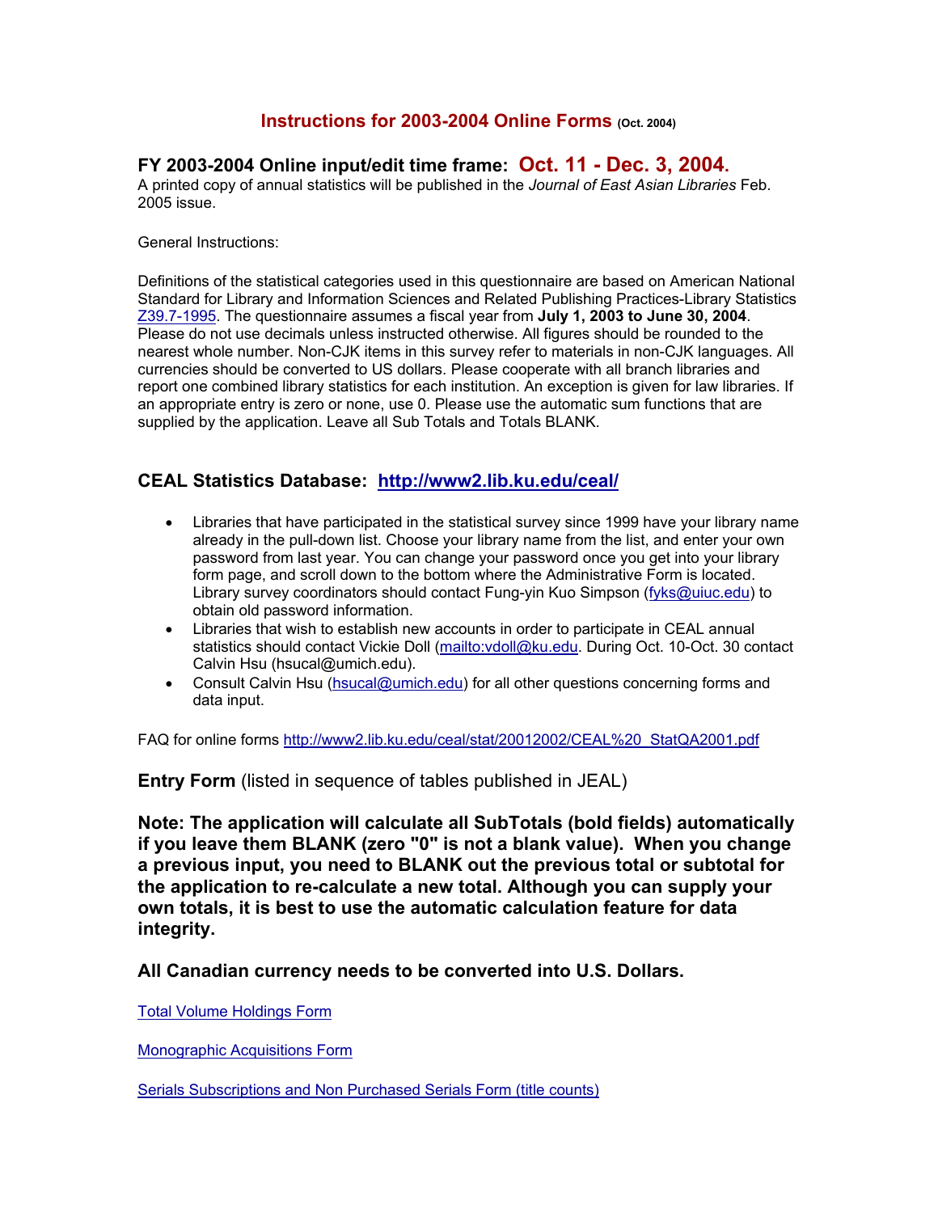# Instructions for 2003-2004 Online Forms (Oct. 2004)

## FY 2003-2004 Online input/edit time frame: Oct. 11 - Dec. 3, 2004.

A printed copy of annual statistics will be published in the *Journal of East Asian Libraries* Feb. 2005 issue.

General Instructions:

Definitions of the statistical categories used in this questionnaire are based on American National Standard for Library and Information Sciences and Related Publishing Practices-Library Statistics Z39.7-1995. The questionnaire assumes a fiscal year from **July 1, 2003 to June 30, 2004**. Please do not use decimals unless instructed otherwise. All figures should be rounded to the nearest whole number. Non-CJK items in this survey refer to materials in non-CJK languages. All currencies should be converted to US dollars. Please cooperate with all branch libraries and report one combined library statistics for each institution. An exception is given for law libraries. If an appropriate entry is zero or none, use 0. Please use the automatic sum functions that are supplied by the application. Leave all Sub Totals and Totals BLANK.

## CEAL Statistics Database: http://www2.lib.ku.edu/ceal/

- Libraries that have participated in the statistical survey since 1999 have your library name already in the pull-down list. Choose your library name from the list, and enter your own password from last year. You can change your password once you get into your library form page, and scroll down to the bottom where the Administrative Form is located. Library survey coordinators should contact Fung-yin Kuo Simpson (fyks@uiuc.edu) to obtain old password information.
- Libraries that wish to establish new accounts in order to participate in CEAL annual statistics should contact Vickie Doll (mailto:vdoll@ku.edu. During Oct. 10-Oct. 30 contact Calvin Hsu (hsucal@umich.edu).
- Consult Calvin Hsu (hsucal@umich.edu) for all other questions concerning forms and data input.

FAQ for online forms http://www2.lib.ku.edu/ceal/stat/20012002/CEAL%20_StatQA2001.pdf

**Entry Form** (listed in sequence of tables published in JEAL)

**Note: The application will calculate all SubTotals (bold fields) automatically if you leave them BLANK (zero "0" is not a blank value). When you change a previous input, you need to BLANK out the previous total or subtotal for the application to re-calculate a new total. Although you can supply your own totals, it is best to use the automatic calculation feature for data integrity.**

**All Canadian currency needs to be converted into U.S. Dollars.**

Total Volume Holdings Form

Monographic Acquisitions Form

Serials Subscriptions and Non Purchased Serials Form (title counts)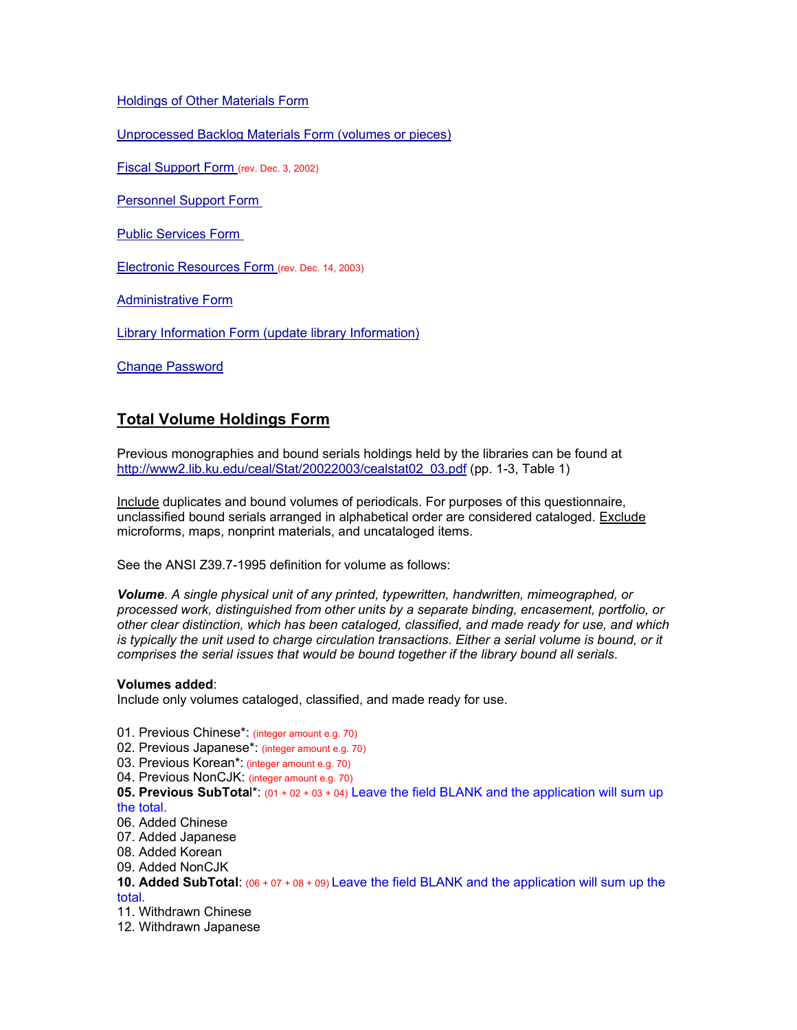Holdings of Other Materials Form

Unprocessed Backlog Materials Form (volumes or pieces)

Fiscal Support Form (rev. Dec. 3, 2002)

Personnel Support Form

Public Services Form

Electronic Resources Form (rev. Dec. 14, 2003)

Administrative Form

Library Information Form (update library Information)

Change Password

## Total Volume Holdings Form

Previous monographies and bound serials holdings held by the libraries can be found at http://www2.lib.ku.edu/ceal/Stat/20022003/cealstat02_03.pdf (pp. 1-3, Table 1)

Include duplicates and bound volumes of periodicals. For purposes of this questionnaire, unclassified bound serials arranged in alphabetical order are considered cataloged. Exclude microforms, maps, nonprint materials, and uncataloged items.

See the ANSI Z39.7-1995 definition for volume as follows:

***Volume**. A single physical unit of any printed, typewritten, handwritten, mimeographed, or processed work, distinguished from other units by a separate binding, encasement, portfolio, or other clear distinction, which has been cataloged, classified, and made ready for use, and which is typically the unit used to charge circulation transactions. Either a serial volume is bound, or it comprises the serial issues that would be bound together if the library bound all serials.*

**Volumes added**:
Include only volumes cataloged, classified, and made ready for use.

01. Previous Chinese*: (integer amount e.g. 70)
02. Previous Japanese*: (integer amount e.g. 70)
03. Previous Korean*: (integer amount e.g. 70)
04. Previous NonCJK: (integer amount e.g. 70)
**05. Previous SubTotal***: (01 + 02 + 03 + 04) Leave the field BLANK and the application will sum up the total.
06. Added Chinese
07. Added Japanese
08. Added Korean
09. Added NonCJK
**10. Added SubTotal**: (06 + 07 + 08 + 09) Leave the field BLANK and the application will sum up the total.
11. Withdrawn Chinese
12. Withdrawn Japanese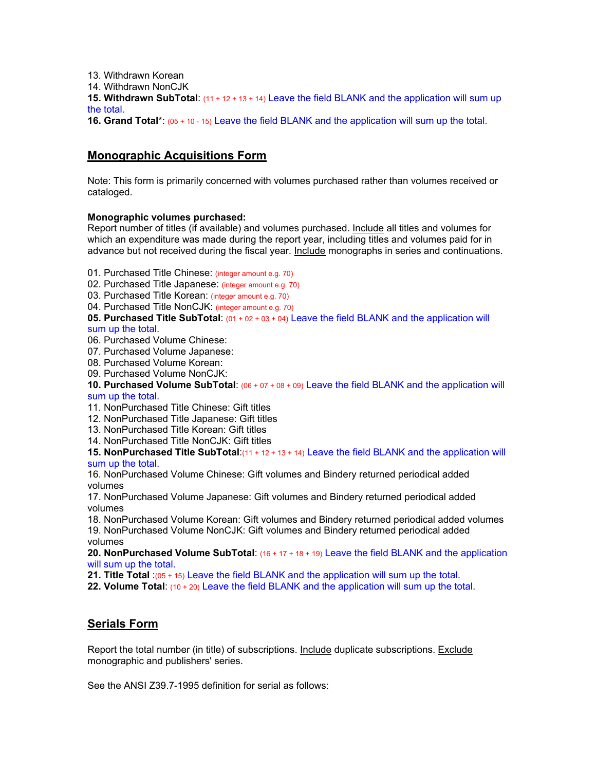13. Withdrawn Korean
14. Withdrawn NonCJK
**15. Withdrawn SubTotal**: (11 + 12 + 13 + 14) Leave the field BLANK and the application will sum up the total.
**16. Grand Total***: (05 + 10 - 15) Leave the field BLANK and the application will sum up the total.

## Monographic Acquisitions Form

Note: This form is primarily concerned with volumes purchased rather than volumes received or cataloged.

**Monographic volumes purchased:**
Report number of titles (if available) and volumes purchased. Include all titles and volumes for which an expenditure was made during the report year, including titles and volumes paid for in advance but not received during the fiscal year. Include monographs in series and continuations.

01. Purchased Title Chinese: (integer amount e.g. 70)
02. Purchased Title Japanese: (integer amount e.g. 70)
03. Purchased Title Korean: (integer amount e.g. 70)
04. Purchased Title NonCJK: (integer amount e.g. 70)
**05. Purchased Title SubTotal**: (01 + 02 + 03 + 04) Leave the field BLANK and the application will sum up the total.
06. Purchased Volume Chinese:
07. Purchased Volume Japanese:
08. Purchased Volume Korean:
09. Purchased Volume NonCJK:
**10. Purchased Volume SubTotal**: (06 + 07 + 08 + 09) Leave the field BLANK and the application will sum up the total.
11. NonPurchased Title Chinese: Gift titles
12. NonPurchased Title Japanese: Gift titles
13. NonPurchased Title Korean: Gift titles
14. NonPurchased Title NonCJK: Gift titles
**15. NonPurchased Title SubTotal**:(11 + 12 + 13 + 14) Leave the field BLANK and the application will sum up the total.
16. NonPurchased Volume Chinese: Gift volumes and Bindery returned periodical added volumes
17. NonPurchased Volume Japanese: Gift volumes and Bindery returned periodical added volumes
18. NonPurchased Volume Korean: Gift volumes and Bindery returned periodical added volumes
19. NonPurchased Volume NonCJK: Gift volumes and Bindery returned periodical added volumes
**20. NonPurchased Volume SubTotal**: (16 + 17 + 18 + 19) Leave the field BLANK and the application will sum up the total.
**21. Title Total** :(05 + 15) Leave the field BLANK and the application will sum up the total.
**22. Volume Total**: (10 + 20) Leave the field BLANK and the application will sum up the total.

## Serials Form

Report the total number (in title) of subscriptions. Include duplicate subscriptions. Exclude monographic and publishers' series.

See the ANSI Z39.7-1995 definition for serial as follows: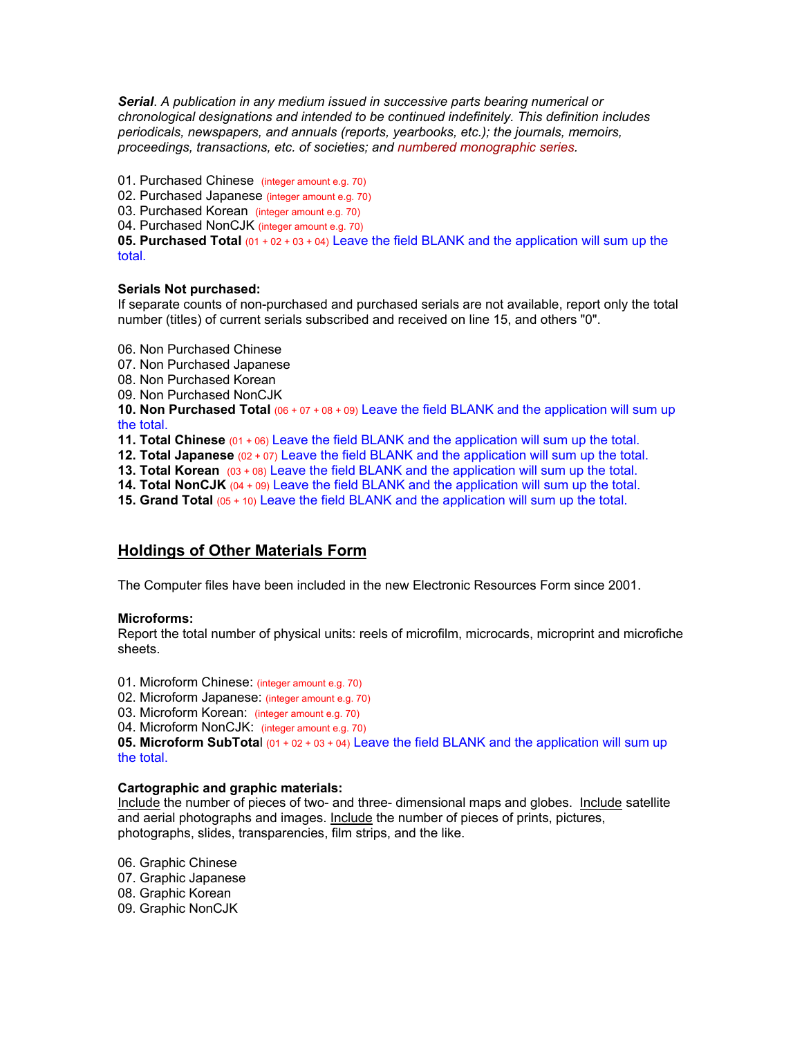***Serial**. A publication in any medium issued in successive parts bearing numerical or chronological designations and intended to be continued indefinitely. This definition includes periodicals, newspapers, and annuals (reports, yearbooks, etc.); the journals, memoirs, proceedings, transactions, etc. of societies; and numbered monographic series.*

01. Purchased Chinese (integer amount e.g. 70)
02. Purchased Japanese (integer amount e.g. 70)
03. Purchased Korean (integer amount e.g. 70)
04. Purchased NonCJK (integer amount e.g. 70)
**05. Purchased Total** (01 + 02 + 03 + 04) Leave the field BLANK and the application will sum up the total.

**Serials Not purchased:**
If separate counts of non-purchased and purchased serials are not available, report only the total number (titles) of current serials subscribed and received on line 15, and others "0".

06. Non Purchased Chinese
07. Non Purchased Japanese
08. Non Purchased Korean
09. Non Purchased NonCJK
**10. Non Purchased Total** (06 + 07 + 08 + 09) Leave the field BLANK and the application will sum up the total.
**11. Total Chinese** (01 + 06) Leave the field BLANK and the application will sum up the total.
**12. Total Japanese** (02 + 07) Leave the field BLANK and the application will sum up the total.
**13. Total Korean** (03 + 08) Leave the field BLANK and the application will sum up the total.
**14. Total NonCJK** (04 + 09) Leave the field BLANK and the application will sum up the total.
**15. Grand Total** (05 + 10) Leave the field BLANK and the application will sum up the total.

## Holdings of Other Materials Form

The Computer files have been included in the new Electronic Resources Form since 2001.

**Microforms:**
Report the total number of physical units: reels of microfilm, microcards, microprint and microfiche sheets.

01. Microform Chinese: (integer amount e.g. 70)
02. Microform Japanese: (integer amount e.g. 70)
03. Microform Korean: (integer amount e.g. 70)
04. Microform NonCJK: (integer amount e.g. 70)
**05. Microform SubTotal** (01 + 02 + 03 + 04) Leave the field BLANK and the application will sum up the total.

**Cartographic and graphic materials:**
Include the number of pieces of two- and three- dimensional maps and globes. Include satellite and aerial photographs and images. Include the number of pieces of prints, pictures, photographs, slides, transparencies, film strips, and the like.

06. Graphic Chinese
07. Graphic Japanese
08. Graphic Korean
09. Graphic NonCJK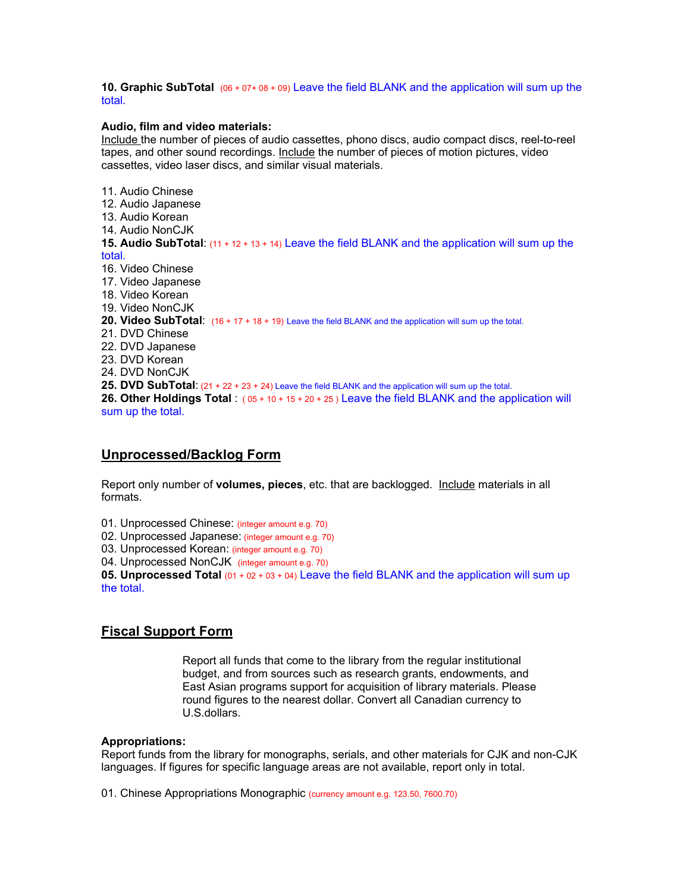**10. Graphic SubTotal** (06 + 07+ 08 + 09) Leave the field BLANK and the application will sum up the total.

**Audio, film and video materials:**
Include the number of pieces of audio cassettes, phono discs, audio compact discs, reel-to-reel tapes, and other sound recordings. Include the number of pieces of motion pictures, video cassettes, video laser discs, and similar visual materials.

11. Audio Chinese
12. Audio Japanese
13. Audio Korean
14. Audio NonCJK
**15. Audio SubTotal**: (11 + 12 + 13 + 14) Leave the field BLANK and the application will sum up the total.
16. Video Chinese
17. Video Japanese
18. Video Korean
19. Video NonCJK
**20. Video SubTotal**: (16 + 17 + 18 + 19) Leave the field BLANK and the application will sum up the total.
21. DVD Chinese
22. DVD Japanese
23. DVD Korean
24. DVD NonCJK
**25. DVD SubTotal**: (21 + 22 + 23 + 24) Leave the field BLANK and the application will sum up the total.
**26. Other Holdings Total** : ( 05 + 10 + 15 + 20 + 25 ) Leave the field BLANK and the application will sum up the total.

## Unprocessed/Backlog Form

Report only number of **volumes, pieces**, etc. that are backlogged. Include materials in all formats.

01. Unprocessed Chinese: (integer amount e.g. 70)
02. Unprocessed Japanese: (integer amount e.g. 70)
03. Unprocessed Korean: (integer amount e.g. 70)
04. Unprocessed NonCJK (integer amount e.g. 70)
**05. Unprocessed Total** (01 + 02 + 03 + 04) Leave the field BLANK and the application will sum up the total.

## Fiscal Support Form

Report all funds that come to the library from the regular institutional budget, and from sources such as research grants, endowments, and East Asian programs support for acquisition of library materials. Please round figures to the nearest dollar. Convert all Canadian currency to U.S.dollars.

**Appropriations:**
Report funds from the library for monographs, serials, and other materials for CJK and non-CJK languages. If figures for specific language areas are not available, report only in total.

01. Chinese Appropriations Monographic (currency amount e.g. 123.50, 7600.70)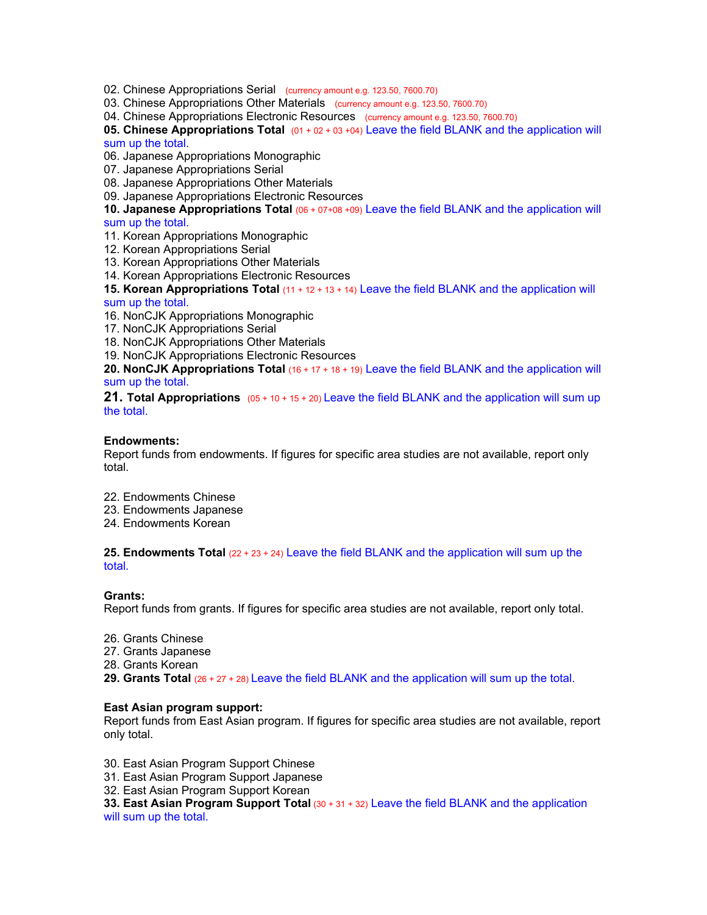02. Chinese Appropriations Serial (currency amount e.g. 123.50, 7600.70)
03. Chinese Appropriations Other Materials (currency amount e.g. 123.50, 7600.70)
04. Chinese Appropriations Electronic Resources (currency amount e.g. 123.50, 7600.70)
**05. Chinese Appropriations Total** (01 + 02 + 03 +04) Leave the field BLANK and the application will sum up the total.
06. Japanese Appropriations Monographic
07. Japanese Appropriations Serial
08. Japanese Appropriations Other Materials
09. Japanese Appropriations Electronic Resources
**10. Japanese Appropriations Total** (06 + 07+08 +09) Leave the field BLANK and the application will sum up the total.
11. Korean Appropriations Monographic
12. Korean Appropriations Serial
13. Korean Appropriations Other Materials
14. Korean Appropriations Electronic Resources
**15. Korean Appropriations Total** (11 + 12 + 13 + 14) Leave the field BLANK and the application will sum up the total.
16. NonCJK Appropriations Monographic
17. NonCJK Appropriations Serial
18. NonCJK Appropriations Other Materials
19. NonCJK Appropriations Electronic Resources
**20. NonCJK Appropriations Total** (16 + 17 + 18 + 19) Leave the field BLANK and the application will sum up the total.
**21. Total Appropriations** (05 + 10 + 15 + 20) Leave the field BLANK and the application will sum up the total.

**Endowments:**
Report funds from endowments. If figures for specific area studies are not available, report only total.

22. Endowments Chinese
23. Endowments Japanese
24. Endowments Korean

**25. Endowments Total** (22 + 23 + 24) Leave the field BLANK and the application will sum up the total.

**Grants:**
Report funds from grants. If figures for specific area studies are not available, report only total.

26. Grants Chinese
27. Grants Japanese
28. Grants Korean
**29. Grants Total** (26 + 27 + 28) Leave the field BLANK and the application will sum up the total.

**East Asian program support:**
Report funds from East Asian program. If figures for specific area studies are not available, report only total.

30. East Asian Program Support Chinese
31. East Asian Program Support Japanese
32. East Asian Program Support Korean
**33. East Asian Program Support Total** (30 + 31 + 32) Leave the field BLANK and the application will sum up the total.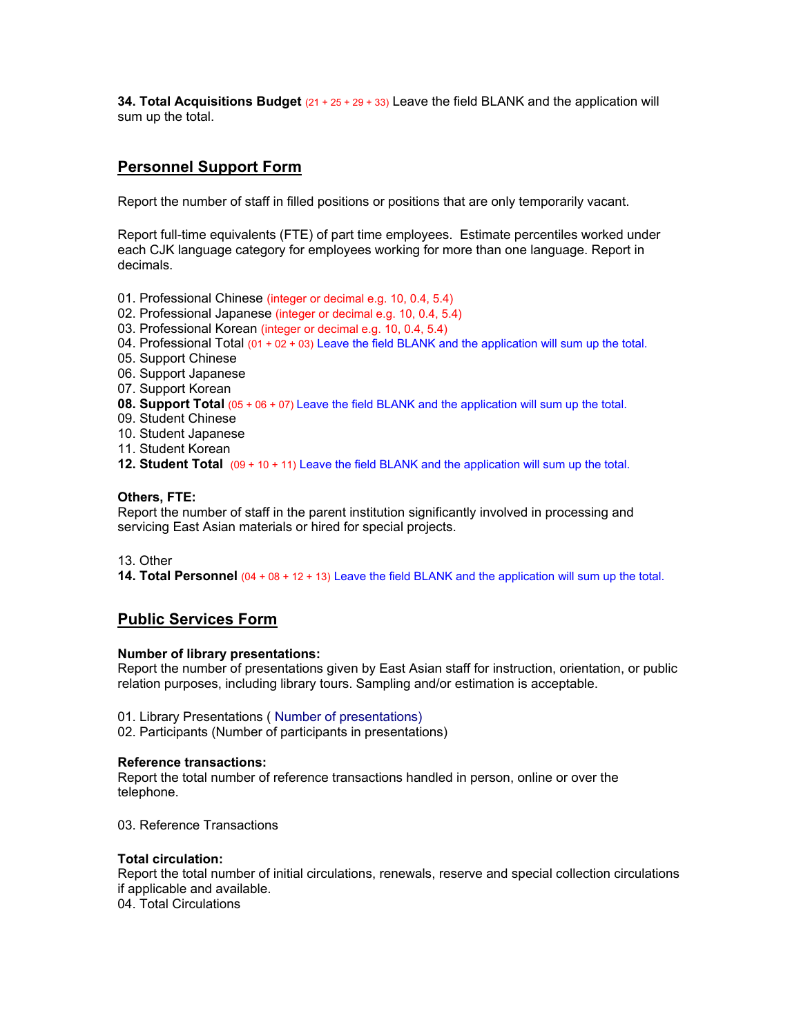**34. Total Acquisitions Budget** (21 + 25 + 29 + 33) Leave the field BLANK and the application will sum up the total.

## Personnel Support Form

Report the number of staff in filled positions or positions that are only temporarily vacant.

Report full-time equivalents (FTE) of part time employees. Estimate percentiles worked under each CJK language category for employees working for more than one language. Report in decimals.

01. Professional Chinese (integer or decimal e.g. 10, 0.4, 5.4)
02. Professional Japanese (integer or decimal e.g. 10, 0.4, 5.4)
03. Professional Korean (integer or decimal e.g. 10, 0.4, 5.4)
04. Professional Total (01 + 02 + 03) Leave the field BLANK and the application will sum up the total.
05. Support Chinese
06. Support Japanese
07. Support Korean
**08. Support Total** (05 + 06 + 07) Leave the field BLANK and the application will sum up the total.
09. Student Chinese
10. Student Japanese
11. Student Korean
**12. Student Total** (09 + 10 + 11) Leave the field BLANK and the application will sum up the total.

**Others, FTE:**
Report the number of staff in the parent institution significantly involved in processing and servicing East Asian materials or hired for special projects.

13. Other
**14. Total Personnel** (04 + 08 + 12 + 13) Leave the field BLANK and the application will sum up the total.

## Public Services Form

**Number of library presentations:**
Report the number of presentations given by East Asian staff for instruction, orientation, or public relation purposes, including library tours. Sampling and/or estimation is acceptable.

01. Library Presentations ( Number of presentations)
02. Participants (Number of participants in presentations)

**Reference transactions:**
Report the total number of reference transactions handled in person, online or over the telephone.

03. Reference Transactions

**Total circulation:**
Report the total number of initial circulations, renewals, reserve and special collection circulations if applicable and available.
04. Total Circulations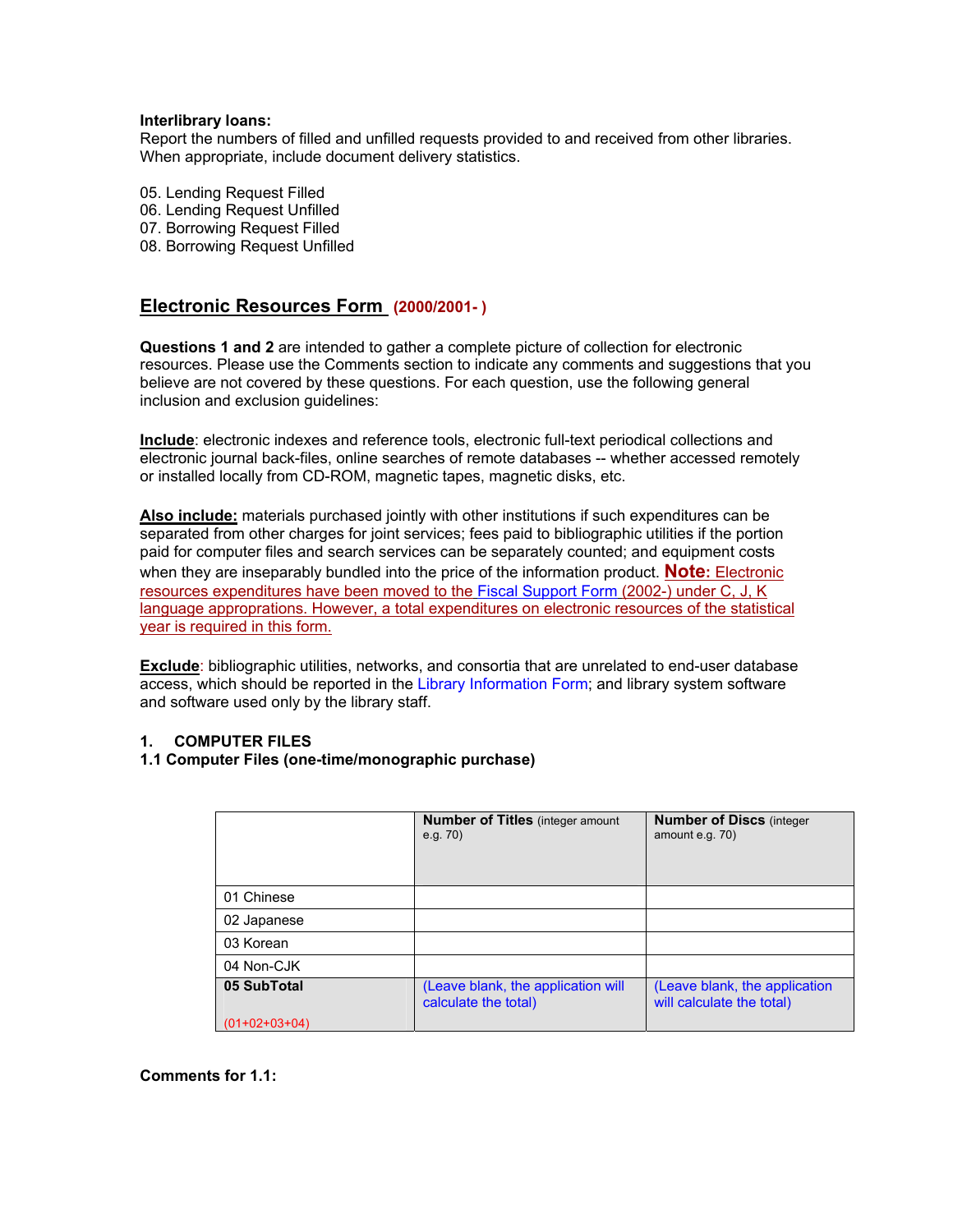**Interlibrary loans:**
Report the numbers of filled and unfilled requests provided to and received from other libraries. When appropriate, include document delivery statistics.

05. Lending Request Filled
06. Lending Request Unfilled
07. Borrowing Request Filled
08. Borrowing Request Unfilled

## Electronic Resources Form (2000/2001- )

**Questions 1 and 2** are intended to gather a complete picture of collection for electronic resources. Please use the Comments section to indicate any comments and suggestions that you believe are not covered by these questions. For each question, use the following general inclusion and exclusion guidelines:

**Include**: electronic indexes and reference tools, electronic full-text periodical collections and electronic journal back-files, online searches of remote databases -- whether accessed remotely or installed locally from CD-ROM, magnetic tapes, magnetic disks, etc.

**Also include:** materials purchased jointly with other institutions if such expenditures can be separated from other charges for joint services; fees paid to bibliographic utilities if the portion paid for computer files and search services can be separately counted; and equipment costs when they are inseparably bundled into the price of the information product. **Note:** Electronic resources expenditures have been moved to the Fiscal Support Form (2002-) under C, J, K language appropriations. However, a total expenditures on electronic resources of the statistical year is required in this form.

**Exclude**: bibliographic utilities, networks, and consortia that are unrelated to end-user database access, which should be reported in the Library Information Form; and library system software and software used only by the library staff.

### 1. COMPUTER FILES

### 1.1 Computer Files (one-time/monographic purchase)

| | **Number of Titles** (integer amount e.g. 70) | **Number of Discs** (integer amount e.g. 70) |
|---|---|---|
| 01 Chinese | | |
| 02 Japanese | | |
| 03 Korean | | |
| 04 Non-CJK | | |
| **05 SubTotal** (01+02+03+04) | (Leave blank, the application will calculate the total) | (Leave blank, the application will calculate the total) |

**Comments for 1.1:**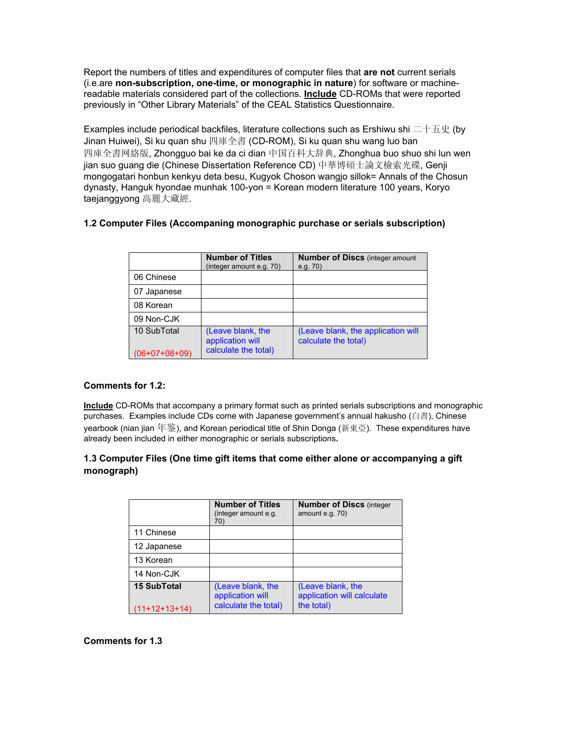Report the numbers of titles and expenditures of computer files that **are not** current serials (i.e.are **non-subscription, one-time, or monographic in nature**) for software or machine-readable materials considered part of the collections. **Include** CD-ROMs that were reported previously in “Other Library Materials” of the CEAL Statistics Questionnaire.

Examples include periodical backfiles, literature collections such as Ershiwu shi 二十五史 (by Jinan Huiwei), Si ku quan shu 四庫全書 (CD-ROM), Si ku quan shu wang luo ban 四庫全書网絡版, Zhongguo bai ke da ci dian 中国百科大辞典, Zhonghua buo shuo shi lun wen jian suo guang die (Chinese Dissertation Reference CD) 中華博碩士論文檢索光碟, Genji mongogatari honbun kenkyu deta besu, Kugyok Choson wangjo sillok= Annals of the Chosun dynasty, Hanguk hyondae munhak 100-yon = Korean modern literature 100 years, Koryo taejanggyong 高麗大藏經.

### 1.2 Computer Files (Accompaning monographic purchase or serials subscription)

| | **Number of Titles** (integer amount e.g. 70) | **Number of Discs** (integer amount e.g. 70) |
|---|---|---|
| 06 Chinese | | |
| 07 Japanese | | |
| 08 Korean | | |
| 09 Non-CJK | | |
| 10 SubTotal (06+07+08+09) | (Leave blank, the application will calculate the total) | (Leave blank, the application will calculate the total) |

**Comments for 1.2:**

**Include** CD-ROMs that accompany a primary format such as printed serials subscriptions and monographic purchases. Examples include CDs come with Japanese government's annual hakusho (白書), Chinese yearbook (nian jian 年鉴), and Korean periodical title of Shin Donga (新東亞). These expenditures have already been included in either monographic or serials subscriptions**.**

### 1.3 Computer Files (One time gift items that come either alone or accompanying a gift monograph)

| | **Number of Titles** (integer amount e.g. 70) | **Number of Discs** (integer amount e.g. 70) |
|---|---|---|
| 11 Chinese | | |
| 12 Japanese | | |
| 13 Korean | | |
| 14 Non-CJK | | |
| **15 SubTotal** (11+12+13+14) | (Leave blank, the application will calculate the total) | (Leave blank, the application will calculate the total) |

**Comments for 1.3**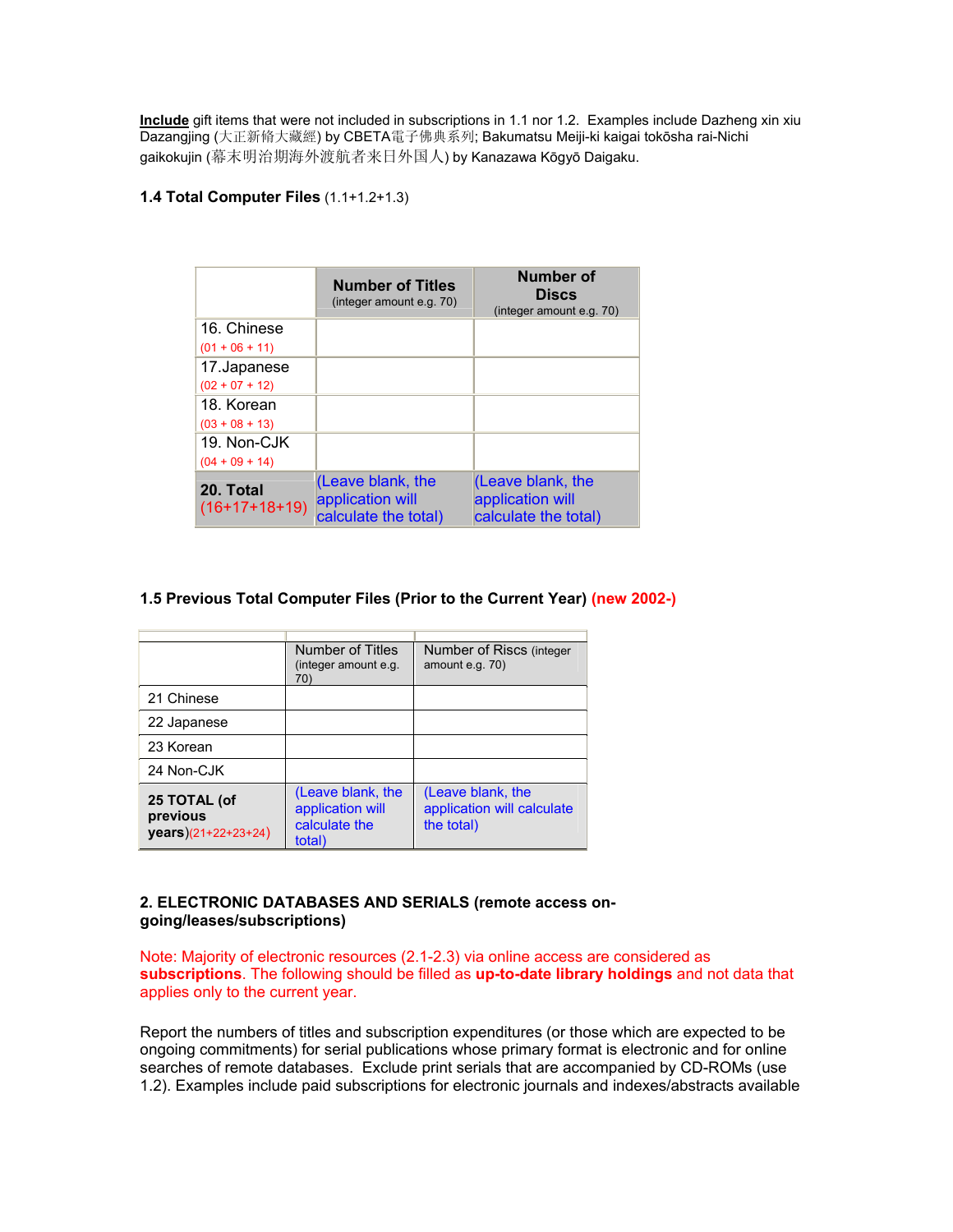**Include** gift items that were not included in subscriptions in 1.1 nor 1.2. Examples include Dazheng xin xiu Dazangjing (大正新脩大藏經) by CBETA電子佛典系列; Bakumatsu Meiji-ki kaigai tokōsha rai-Nichi gaikokujin (幕末明治期海外渡航者来日外国人) by Kanazawa Kōgyō Daigaku.

**1.4 Total Computer Files** (1.1+1.2+1.3)

| | **Number of Titles** (integer amount e.g. 70) | **Number of Discs** (integer amount e.g. 70) |
|---|---|---|
| 16. Chinese (01 + 06 + 11) | | |
| 17.Japanese (02 + 07 + 12) | | |
| 18. Korean (03 + 08 + 13) | | |
| 19. Non-CJK (04 + 09 + 14) | | |
| **20. Total** (16+17+18+19) | (Leave blank, the application will calculate the total) | (Leave blank, the application will calculate the total) |

**1.5 Previous Total Computer Files (Prior to the Current Year) (new 2002-)**

| | Number of Titles (integer amount e.g. 70) | Number of Riscs (integer amount e.g. 70) |
|---|---|---|
| 21 Chinese | | |
| 22 Japanese | | |
| 23 Korean | | |
| 24 Non-CJK | | |
| **25 TOTAL (of previous years)**(21+22+23+24) | (Leave blank, the application will calculate the total) | (Leave blank, the application will calculate the total) |

**2. ELECTRONIC DATABASES AND SERIALS (remote access on-going/leases/subscriptions)**

Note: Majority of electronic resources (2.1-2.3) via online access are considered as **subscriptions**. The following should be filled as **up-to-date library holdings** and not data that applies only to the current year.

Report the numbers of titles and subscription expenditures (or those which are expected to be ongoing commitments) for serial publications whose primary format is electronic and for online searches of remote databases. Exclude print serials that are accompanied by CD-ROMs (use 1.2). Examples include paid subscriptions for electronic journals and indexes/abstracts available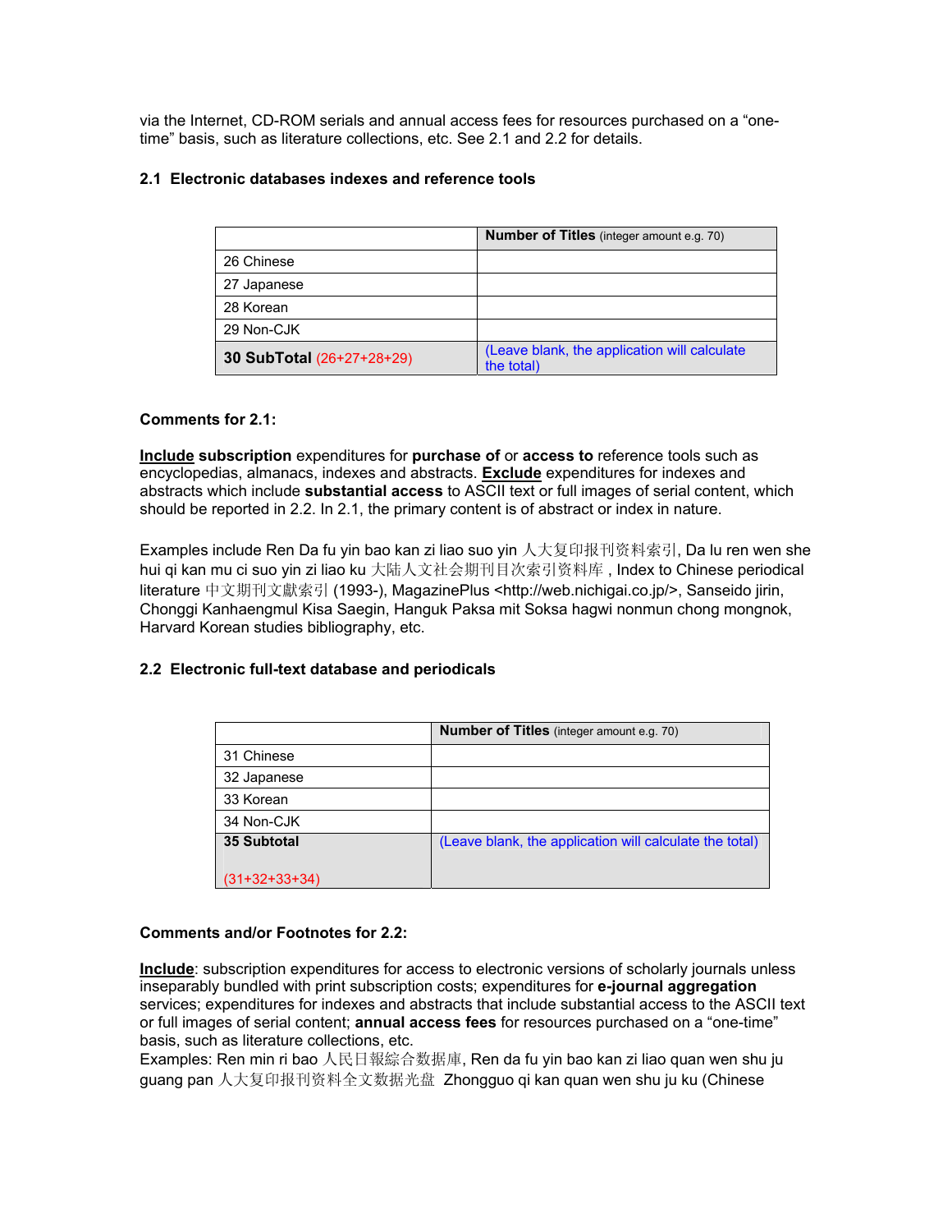via the Internet, CD-ROM serials and annual access fees for resources purchased on a "one-time" basis, such as literature collections, etc. See 2.1 and 2.2 for details.

### 2.1 Electronic databases indexes and reference tools

| | **Number of Titles** (integer amount e.g. 70) |
|---|---|
| 26 Chinese | |
| 27 Japanese | |
| 28 Korean | |
| 29 Non-CJK | |
| **30 SubTotal** (26+27+28+29) | (Leave blank, the application will calculate the total) |

**Comments for 2.1:**

**Include subscription** expenditures for **purchase of** or **access to** reference tools such as encyclopedias, almanacs, indexes and abstracts. **Exclude** expenditures for indexes and abstracts which include **substantial access** to ASCII text or full images of serial content, which should be reported in 2.2. In 2.1, the primary content is of abstract or index in nature.

Examples include Ren Da fu yin bao kan zi liao suo yin 人大复印报刊资料索引, Da lu ren wen she hui qi kan mu ci suo yin zi liao ku 大陆人文社会期刊目次索引资料库 , Index to Chinese periodical literature 中文期刊文獻索引 (1993-), MagazinePlus <http://web.nichigai.co.jp/>, Sanseido jirin, Chonggi Kanhaengmul Kisa Saegin, Hanguk Paksa mit Soksa hagwi nonmun chong mongnok, Harvard Korean studies bibliography, etc.

### 2.2 Electronic full-text database and periodicals

| | **Number of Titles** (integer amount e.g. 70) |
|---|---|
| 31 Chinese | |
| 32 Japanese | |
| 33 Korean | |
| 34 Non-CJK | |
| **35 Subtotal** (31+32+33+34) | (Leave blank, the application will calculate the total) |

**Comments and/or Footnotes for 2.2:**

**Include**: subscription expenditures for access to electronic versions of scholarly journals unless inseparably bundled with print subscription costs; expenditures for **e-journal aggregation** services; expenditures for indexes and abstracts that include substantial access to the ASCII text or full images of serial content; **annual access fees** for resources purchased on a "one-time" basis, such as literature collections, etc.
Examples: Ren min ri bao 人民日報綜合数据庫, Ren da fu yin bao kan zi liao quan wen shu ju guang pan 人大复印报刊资料全文数据光盘 Zhongguo qi kan quan wen shu ju ku (Chinese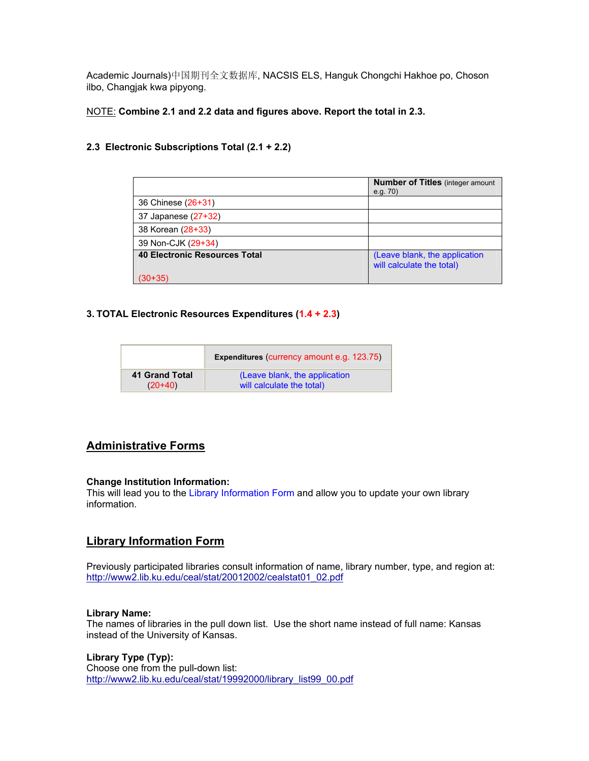Academic Journals)中国期刊全文数据库, NACSIS ELS, Hanguk Chongchi Hakhoe po, Choson ilbo, Changjak kwa pipyong.

NOTE: **Combine 2.1 and 2.2 data and figures above. Report the total in 2.3.**

### 2.3 Electronic Subscriptions Total (2.1 + 2.2)

| | **Number of Titles** (integer amount e.g. 70) |
|---|---|
| 36 Chinese (26+31) | |
| 37 Japanese (27+32) | |
| 38 Korean (28+33) | |
| 39 Non-CJK (29+34) | |
| **40 Electronic Resources Total** (30+35) | (Leave blank, the application will calculate the total) |

### 3. TOTAL Electronic Resources Expenditures (1.4 + 2.3)

| | **Expenditures** (currency amount e.g. 123.75) |
|---|---|
| **41 Grand Total** (20+40) | (Leave blank, the application will calculate the total) |

## Administrative Forms

**Change Institution Information:**
This will lead you to the Library Information Form and allow you to update your own library information.

## Library Information Form

Previously participated libraries consult information of name, library number, type, and region at: http://www2.lib.ku.edu/ceal/stat/20012002/cealstat01_02.pdf

**Library Name:**
The names of libraries in the pull down list. Use the short name instead of full name: Kansas instead of the University of Kansas.

**Library Type (Typ):**
Choose one from the pull-down list:
http://www2.lib.ku.edu/ceal/stat/19992000/library_list99_00.pdf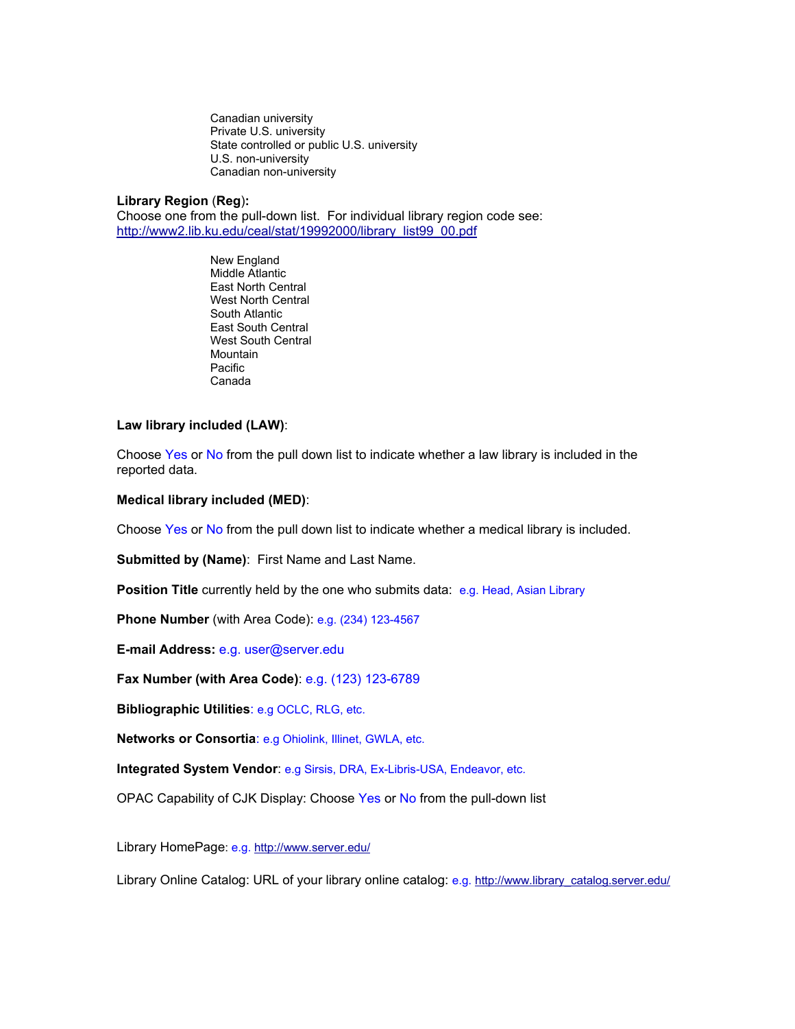Canadian university
Private U.S. university
State controlled or public U.S. university
U.S. non-university
Canadian non-university

**Library Region** (**Reg**)**:**
Choose one from the pull-down list. For individual library region code see: http://www2.lib.ku.edu/ceal/stat/19992000/library_list99_00.pdf

New England
Middle Atlantic
East North Central
West North Central
South Atlantic
East South Central
West South Central
Mountain
Pacific
Canada

**Law library included (LAW)**:

Choose Yes or No from the pull down list to indicate whether a law library is included in the reported data.

**Medical library included (MED)**:

Choose Yes or No from the pull down list to indicate whether a medical library is included.

**Submitted by (Name)**: First Name and Last Name.

**Position Title** currently held by the one who submits data: e.g. Head, Asian Library

**Phone Number** (with Area Code): e.g. (234) 123-4567

**E-mail Address:** e.g. user@server.edu

**Fax Number (with Area Code)**: e.g. (123) 123-6789

**Bibliographic Utilities**: e.g OCLC, RLG, etc.

**Networks or Consortia**: e.g Ohiolink, Illinet, GWLA, etc.

**Integrated System Vendor**: e.g Sirsis, DRA, Ex-Libris-USA, Endeavor, etc.

OPAC Capability of CJK Display: Choose Yes or No from the pull-down list

Library HomePage: e.g. http://www.server.edu/

Library Online Catalog: URL of your library online catalog: e.g. http://www.library_catalog.server.edu/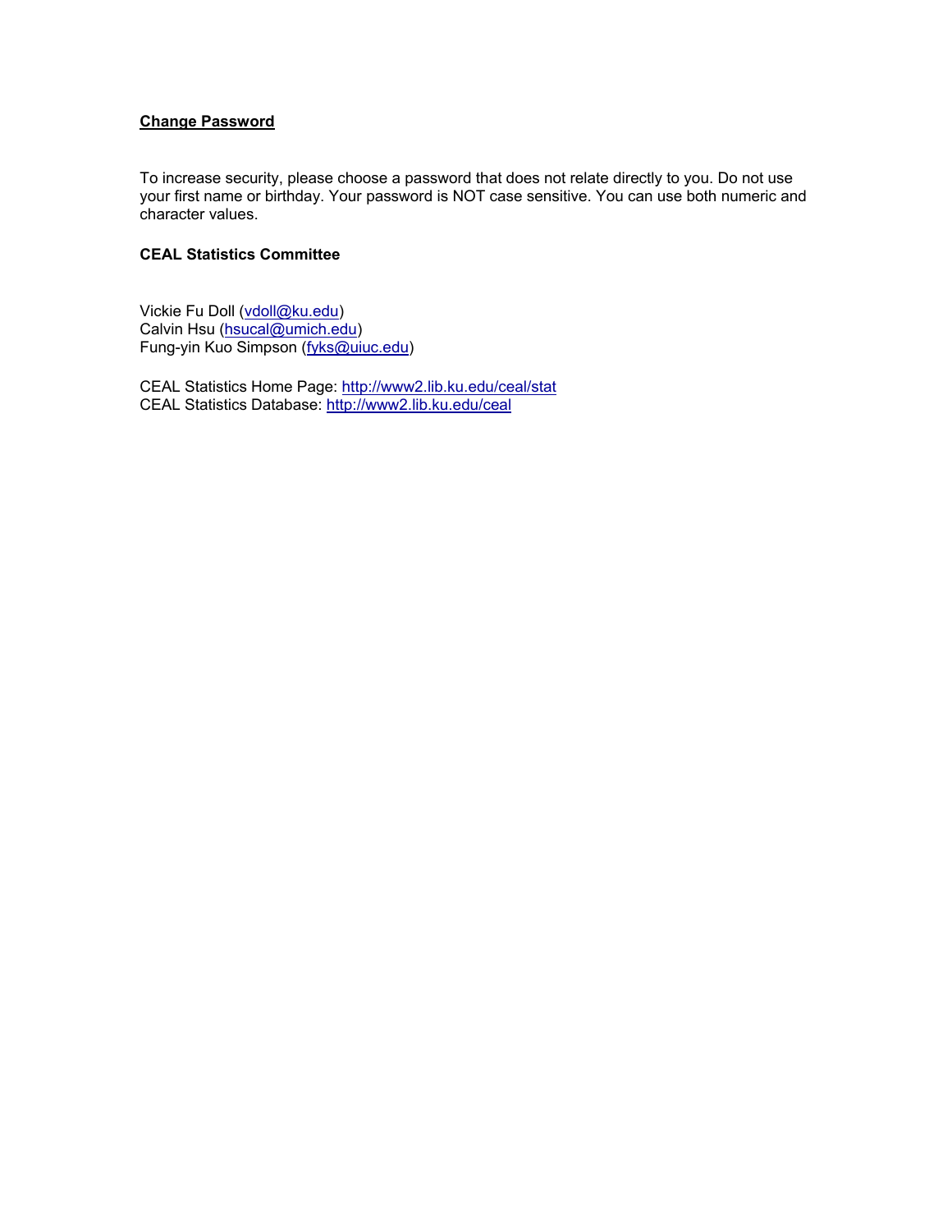**Change Password**

To increase security, please choose a password that does not relate directly to you. Do not use your first name or birthday. Your password is NOT case sensitive. You can use both numeric and character values.

**CEAL Statistics Committee**

Vickie Fu Doll (vdoll@ku.edu)
Calvin Hsu (hsucal@umich.edu)
Fung-yin Kuo Simpson (fyks@uiuc.edu)

CEAL Statistics Home Page: http://www2.lib.ku.edu/ceal/stat
CEAL Statistics Database: http://www2.lib.ku.edu/ceal